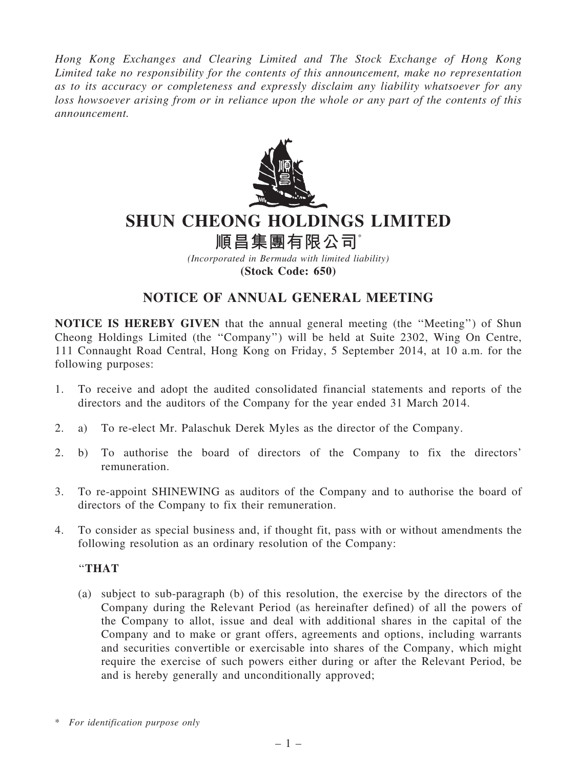*Hong Kong Exchanges and Clearing Limited and The Stock Exchange of Hong Kong Limited take no responsibility for the contents of this announcement, make no representation as to its accuracy or completeness and expressly disclaim any liability whatsoever for any loss howsoever arising from or in reliance upon the whole or any part of the contents of this announcement.*

# SHUN CHEONG HOLDINGS LIMITED

# 順昌集團有限公司*

*(Incorporated in Bermuda with limited liability)*

**(Stock Code: 650)**

## NOTICE OF ANNUAL GENERAL MEETING

**NOTICE IS HEREBY GIVEN** that the annual general meeting (the "Meeting") of Shun Cheong Holdings Limited (the "Company") will be held at Suite 2302, Wing On Centre, 111 Connaught Road Central, Hong Kong on Friday, 5 September 2014, at 10 a.m. for the following purposes:

1. To receive and adopt the audited consolidated financial statements and reports of the directors and the auditors of the Company for the year ended 31 March 2014.

2. a) To re-elect Mr. Palaschuk Derek Myles as the director of the Company.

2. b) To authorise the board of directors of the Company to fix the directors' remuneration.

3. To re-appoint SHINEWING as auditors of the Company and to authorise the board of directors of the Company to fix their remuneration.

4. To consider as special business and, if thought fit, pass with or without amendments the following resolution as an ordinary resolution of the Company:

   "**THAT**

   (a) subject to sub-paragraph (b) of this resolution, the exercise by the directors of the Company during the Relevant Period (as hereinafter defined) of all the powers of the Company to allot, issue and deal with additional shares in the capital of the Company and to make or grant offers, agreements and options, including warrants and securities convertible or exercisable into shares of the Company, which might require the exercise of such powers either during or after the Relevant Period, be and is hereby generally and unconditionally approved;

\* *For identification purpose only*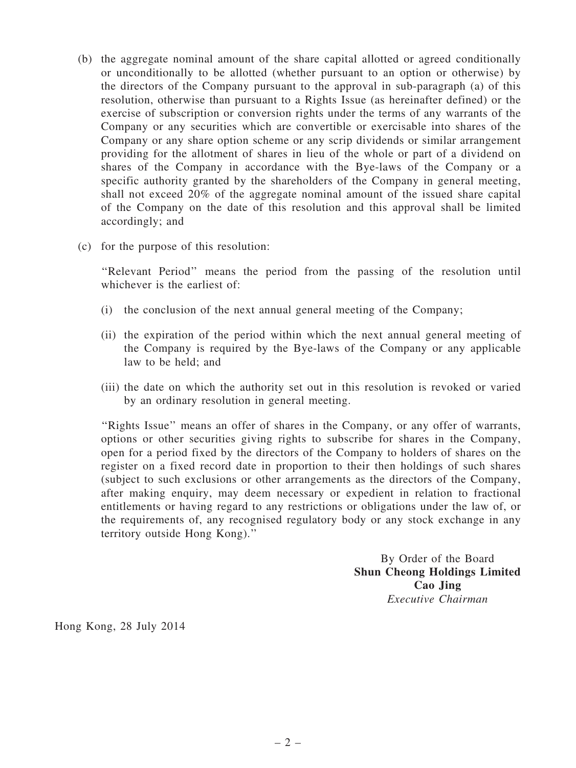(b) the aggregate nominal amount of the share capital allotted or agreed conditionally or unconditionally to be allotted (whether pursuant to an option or otherwise) by the directors of the Company pursuant to the approval in sub-paragraph (a) of this resolution, otherwise than pursuant to a Rights Issue (as hereinafter defined) or the exercise of subscription or conversion rights under the terms of any warrants of the Company or any securities which are convertible or exercisable into shares of the Company or any share option scheme or any scrip dividends or similar arrangement providing for the allotment of shares in lieu of the whole or part of a dividend on shares of the Company in accordance with the Bye-laws of the Company or a specific authority granted by the shareholders of the Company in general meeting, shall not exceed 20% of the aggregate nominal amount of the issued share capital of the Company on the date of this resolution and this approval shall be limited accordingly; and

(c) for the purpose of this resolution:

"Relevant Period" means the period from the passing of the resolution until whichever is the earliest of:

(i) the conclusion of the next annual general meeting of the Company;

(ii) the expiration of the period within which the next annual general meeting of the Company is required by the Bye-laws of the Company or any applicable law to be held; and

(iii) the date on which the authority set out in this resolution is revoked or varied by an ordinary resolution in general meeting.

"Rights Issue" means an offer of shares in the Company, or any offer of warrants, options or other securities giving rights to subscribe for shares in the Company, open for a period fixed by the directors of the Company to holders of shares on the register on a fixed record date in proportion to their then holdings of such shares (subject to such exclusions or other arrangements as the directors of the Company, after making enquiry, may deem necessary or expedient in relation to fractional entitlements or having regard to any restrictions or obligations under the law of, or the requirements of, any recognised regulatory body or any stock exchange in any territory outside Hong Kong)."

By Order of the Board
**Shun Cheong Holdings Limited**
**Cao Jing**
*Executive Chairman*

Hong Kong, 28 July 2014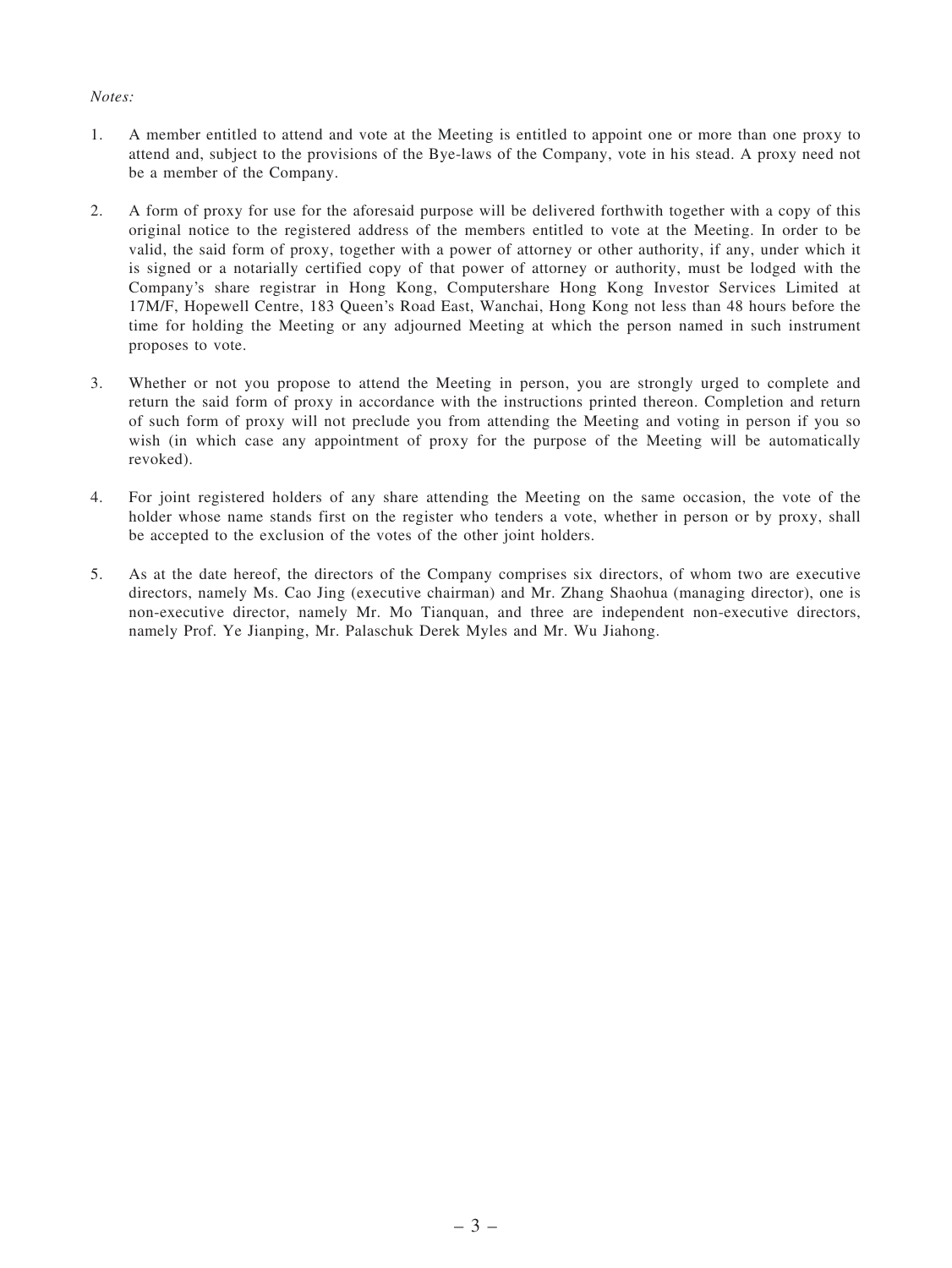*Notes:*

1. A member entitled to attend and vote at the Meeting is entitled to appoint one or more than one proxy to attend and, subject to the provisions of the Bye-laws of the Company, vote in his stead. A proxy need not be a member of the Company.

2. A form of proxy for use for the aforesaid purpose will be delivered forthwith together with a copy of this original notice to the registered address of the members entitled to vote at the Meeting. In order to be valid, the said form of proxy, together with a power of attorney or other authority, if any, under which it is signed or a notarially certified copy of that power of attorney or authority, must be lodged with the Company's share registrar in Hong Kong, Computershare Hong Kong Investor Services Limited at 17M/F, Hopewell Centre, 183 Queen's Road East, Wanchai, Hong Kong not less than 48 hours before the time for holding the Meeting or any adjourned Meeting at which the person named in such instrument proposes to vote.

3. Whether or not you propose to attend the Meeting in person, you are strongly urged to complete and return the said form of proxy in accordance with the instructions printed thereon. Completion and return of such form of proxy will not preclude you from attending the Meeting and voting in person if you so wish (in which case any appointment of proxy for the purpose of the Meeting will be automatically revoked).

4. For joint registered holders of any share attending the Meeting on the same occasion, the vote of the holder whose name stands first on the register who tenders a vote, whether in person or by proxy, shall be accepted to the exclusion of the votes of the other joint holders.

5. As at the date hereof, the directors of the Company comprises six directors, of whom two are executive directors, namely Ms. Cao Jing (executive chairman) and Mr. Zhang Shaohua (managing director), one is non-executive director, namely Mr. Mo Tianquan, and three are independent non-executive directors, namely Prof. Ye Jianping, Mr. Palaschuk Derek Myles and Mr. Wu Jiahong.